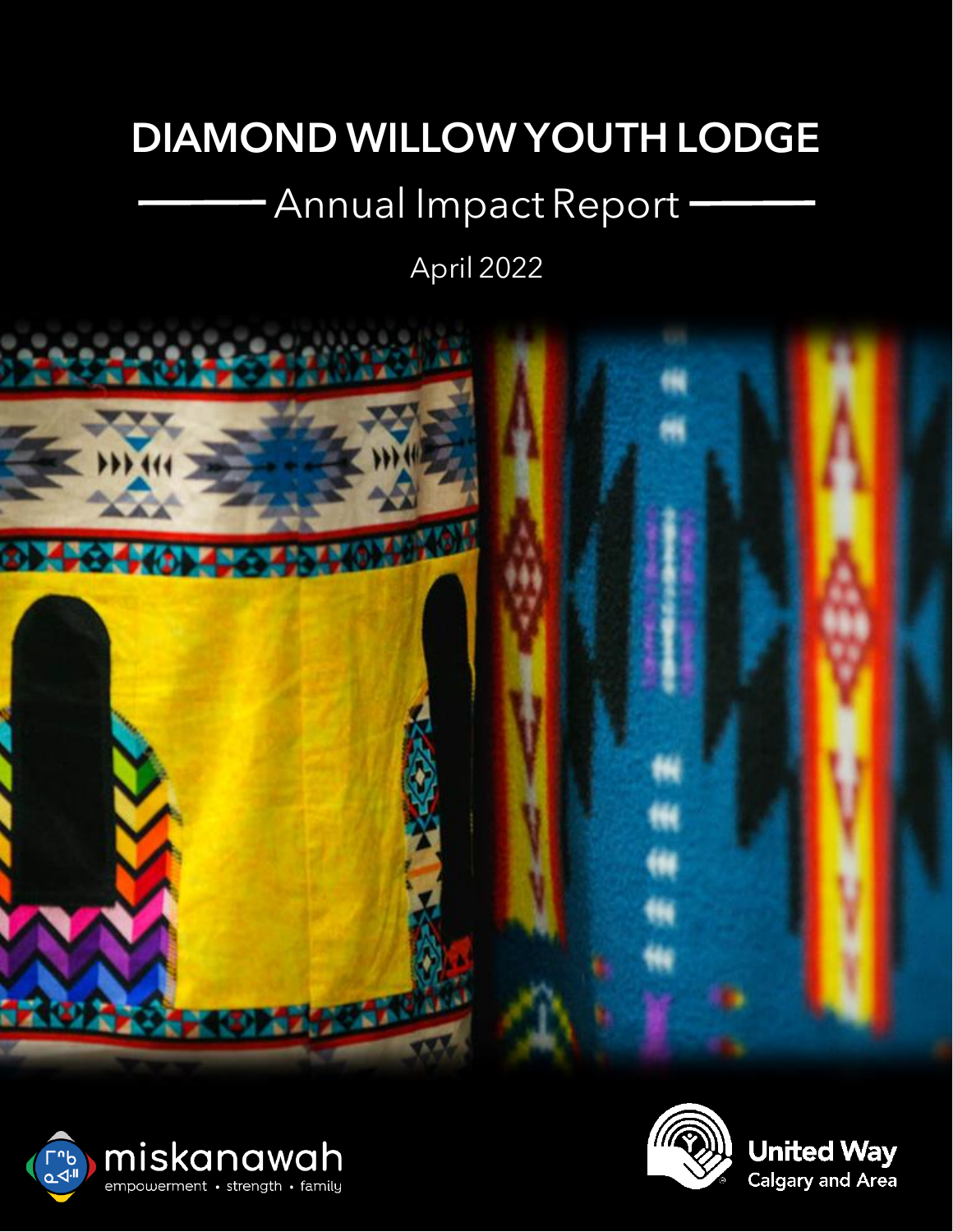# DIAMOND WILLOW YOUTH LODGE

## Annual Impact Report

April 2022

miskanawah
empowerment • strength • family

United Way
Calgary and Area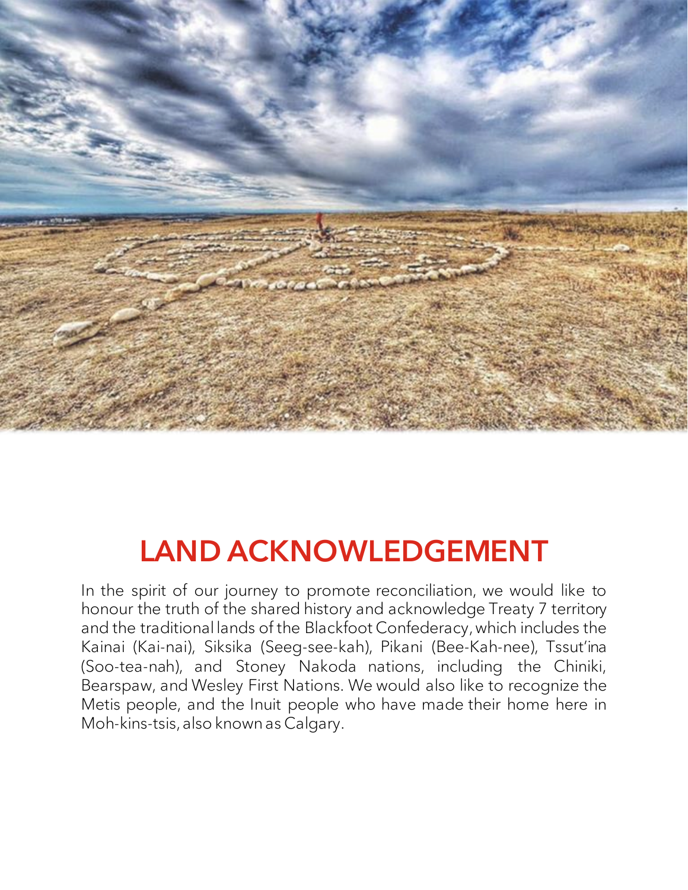# LAND ACKNOWLEDGEMENT

In the spirit of our journey to promote reconciliation, we would like to honour the truth of the shared history and acknowledge Treaty 7 territory and the traditional lands of the Blackfoot Confederacy, which includes the Kainai (Kai-nai), Siksika (Seeg-see-kah), Pikani (Bee-Kah-nee), Tssut'ina (Soo-tea-nah), and Stoney Nakoda nations, including the Chiniki, Bearspaw, and Wesley First Nations. We would also like to recognize the Metis people, and the Inuit people who have made their home here in Moh-kins-tsis, also known as Calgary.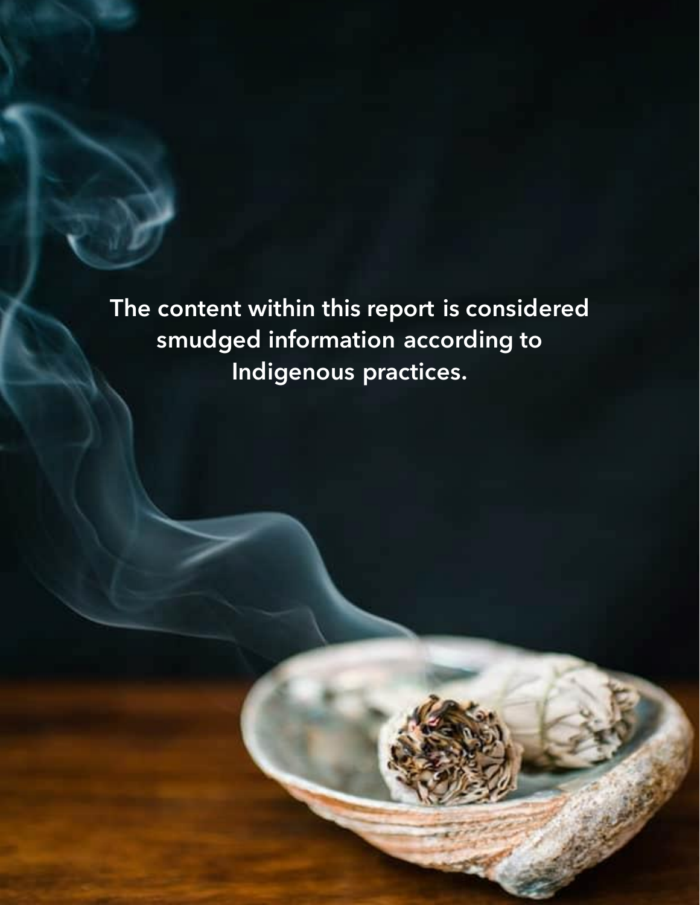The content within this report is considered smudged information according to Indigenous practices.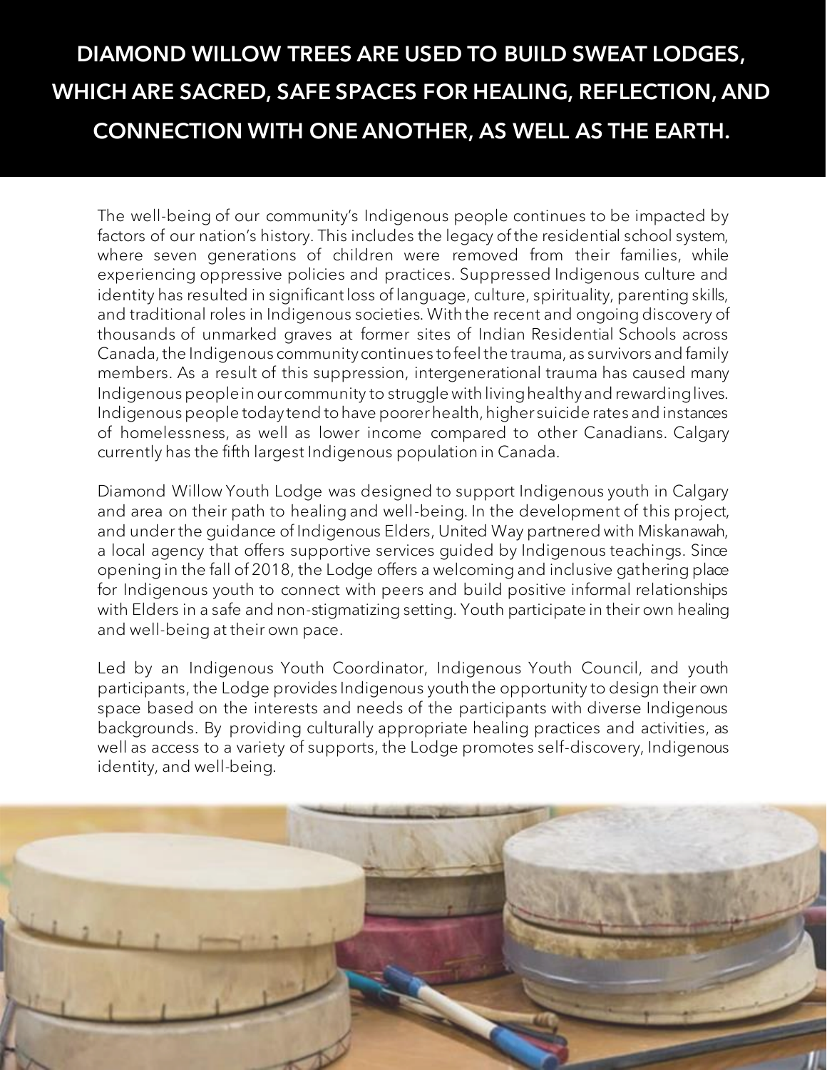**DIAMOND WILLOW TREES ARE USED TO BUILD SWEAT LODGES, WHICH ARE SACRED, SAFE SPACES FOR HEALING, REFLECTION, AND CONNECTION WITH ONE ANOTHER, AS WELL AS THE EARTH.**

The well-being of our community's Indigenous people continues to be impacted by factors of our nation's history. This includes the legacy of the residential school system, where seven generations of children were removed from their families, while experiencing oppressive policies and practices. Suppressed Indigenous culture and identity has resulted in significant loss of language, culture, spirituality, parenting skills, and traditional roles in Indigenous societies. With the recent and ongoing discovery of thousands of unmarked graves at former sites of Indian Residential Schools across Canada, the Indigenous community continues to feel the trauma, as survivors and family members. As a result of this suppression, intergenerational trauma has caused many Indigenous people in our community to struggle with living healthy and rewarding lives. Indigenous people today tend to have poorer health, higher suicide rates and instances of homelessness, as well as lower income compared to other Canadians. Calgary currently has the fifth largest Indigenous population in Canada.

Diamond Willow Youth Lodge was designed to support Indigenous youth in Calgary and area on their path to healing and well-being. In the development of this project, and under the guidance of Indigenous Elders, United Way partnered with Miskanawah, a local agency that offers supportive services guided by Indigenous teachings. Since opening in the fall of 2018, the Lodge offers a welcoming and inclusive gathering place for Indigenous youth to connect with peers and build positive informal relationships with Elders in a safe and non-stigmatizing setting. Youth participate in their own healing and well-being at their own pace.

Led by an Indigenous Youth Coordinator, Indigenous Youth Council, and youth participants, the Lodge provides Indigenous youth the opportunity to design their own space based on the interests and needs of the participants with diverse Indigenous backgrounds. By providing culturally appropriate healing practices and activities, as well as access to a variety of supports, the Lodge promotes self-discovery, Indigenous identity, and well-being.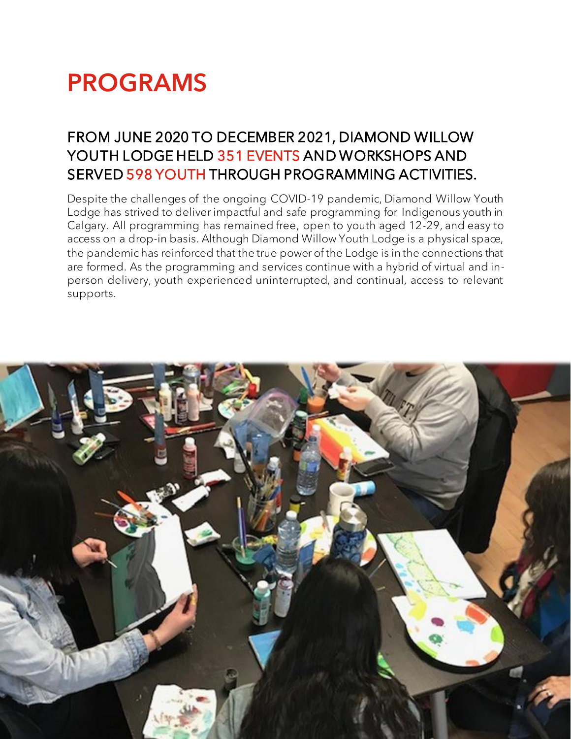# PROGRAMS

## FROM JUNE 2020 TO DECEMBER 2021, DIAMOND WILLOW YOUTH LODGE HELD 351 EVENTS AND WORKSHOPS AND SERVED 598 YOUTH THROUGH PROGRAMMING ACTIVITIES.

Despite the challenges of the ongoing COVID-19 pandemic, Diamond Willow Youth Lodge has strived to deliver impactful and safe programming for Indigenous youth in Calgary. All programming has remained free, open to youth aged 12-29, and easy to access on a drop-in basis. Although Diamond Willow Youth Lodge is a physical space, the pandemic has reinforced that the true power of the Lodge is in the connections that are formed. As the programming and services continue with a hybrid of virtual and in-person delivery, youth experienced uninterrupted, and continual, access to relevant supports.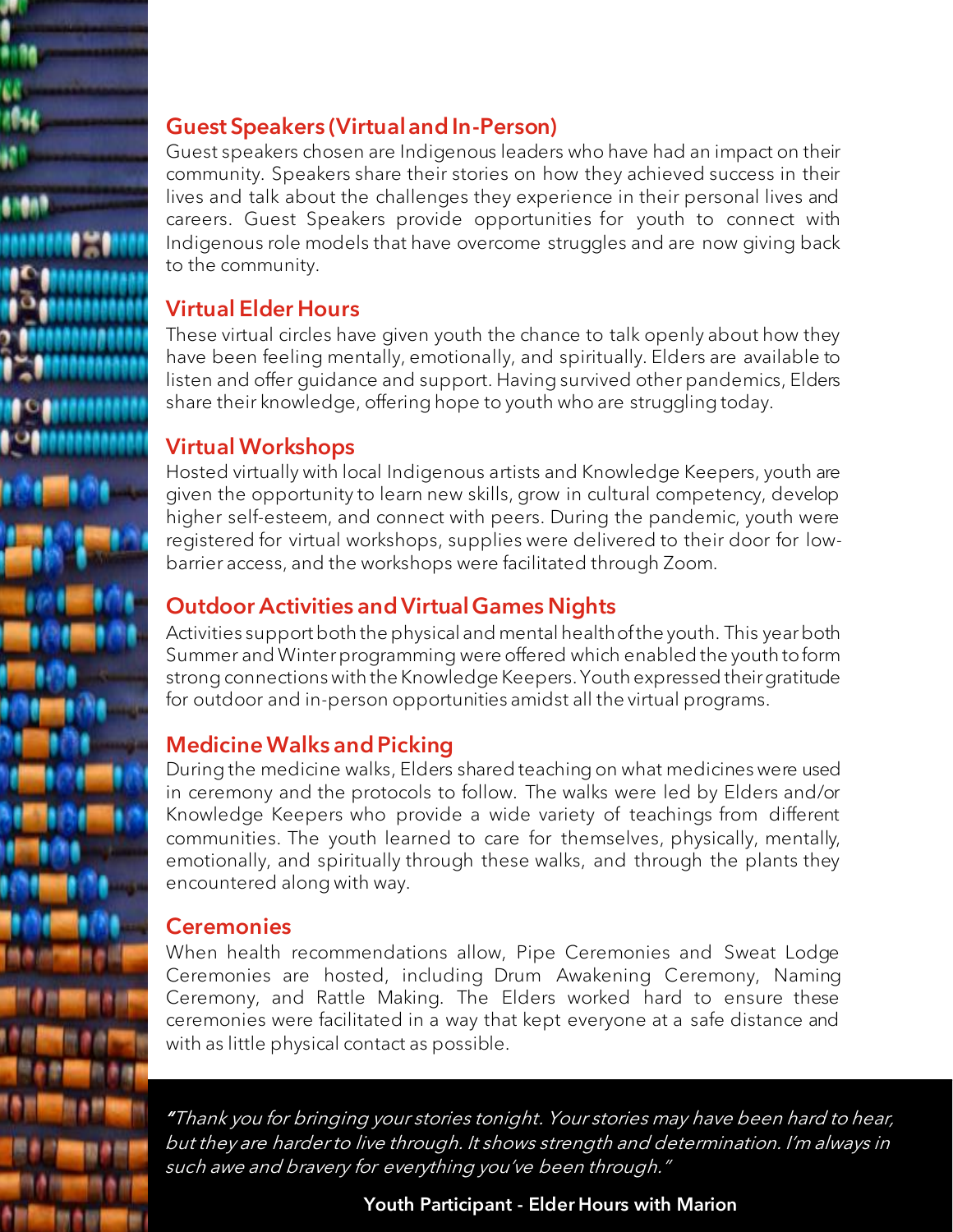## Guest Speakers (Virtual and In-Person)

Guest speakers chosen are Indigenous leaders who have had an impact on their community. Speakers share their stories on how they achieved success in their lives and talk about the challenges they experience in their personal lives and careers. Guest Speakers provide opportunities for youth to connect with Indigenous role models that have overcome struggles and are now giving back to the community.

## Virtual Elder Hours

These virtual circles have given youth the chance to talk openly about how they have been feeling mentally, emotionally, and spiritually. Elders are available to listen and offer guidance and support. Having survived other pandemics, Elders share their knowledge, offering hope to youth who are struggling today.

## Virtual Workshops

Hosted virtually with local Indigenous artists and Knowledge Keepers, youth are given the opportunity to learn new skills, grow in cultural competency, develop higher self-esteem, and connect with peers. During the pandemic, youth were registered for virtual workshops, supplies were delivered to their door for low-barrier access, and the workshops were facilitated through Zoom.

## Outdoor Activities and Virtual Games Nights

Activities support both the physical and mental health of the youth. This year both Summer and Winter programming were offered which enabled the youth to form strong connections with the Knowledge Keepers. Youth expressed their gratitude for outdoor and in-person opportunities amidst all the virtual programs.

## Medicine Walks and Picking

During the medicine walks, Elders shared teaching on what medicines were used in ceremony and the protocols to follow. The walks were led by Elders and/or Knowledge Keepers who provide a wide variety of teachings from different communities. The youth learned to care for themselves, physically, mentally, emotionally, and spiritually through these walks, and through the plants they encountered along with way.

## Ceremonies

When health recommendations allow, Pipe Ceremonies and Sweat Lodge Ceremonies are hosted, including Drum Awakening Ceremony, Naming Ceremony, and Rattle Making. The Elders worked hard to ensure these ceremonies were facilitated in a way that kept everyone at a safe distance and with as little physical contact as possible.

> *"Thank you for bringing your stories tonight. Your stories may have been hard to hear, but they are harder to live through. It shows strength and determination. I'm always in such awe and bravery for everything you've been through."*
>
> **Youth Participant - Elder Hours with Marion**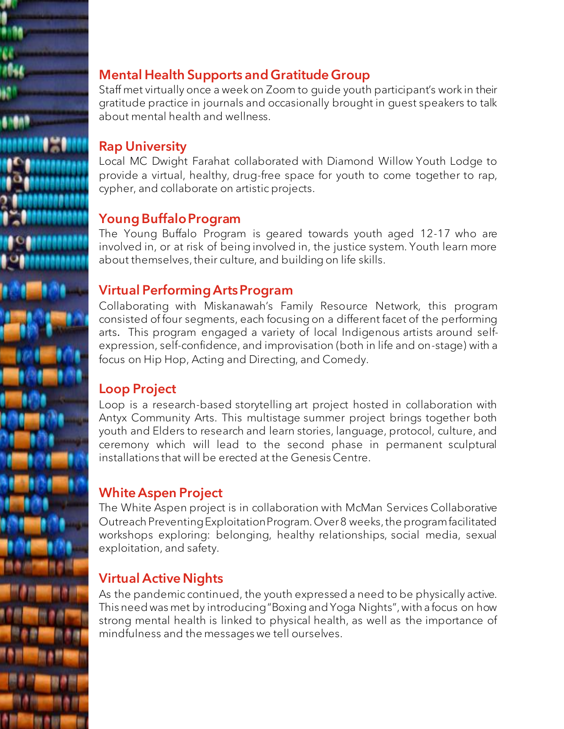## Mental Health Supports and Gratitude Group

Staff met virtually once a week on Zoom to guide youth participant's work in their gratitude practice in journals and occasionally brought in guest speakers to talk about mental health and wellness.

## Rap University

Local MC Dwight Farahat collaborated with Diamond Willow Youth Lodge to provide a virtual, healthy, drug-free space for youth to come together to rap, cypher, and collaborate on artistic projects.

## Young Buffalo Program

The Young Buffalo Program is geared towards youth aged 12-17 who are involved in, or at risk of being involved in, the justice system. Youth learn more about themselves, their culture, and building on life skills.

## Virtual Performing Arts Program

Collaborating with Miskanawah's Family Resource Network, this program consisted of four segments, each focusing on a different facet of the performing arts. This program engaged a variety of local Indigenous artists around self-expression, self-confidence, and improvisation (both in life and on-stage) with a focus on Hip Hop, Acting and Directing, and Comedy.

## Loop Project

Loop is a research-based storytelling art project hosted in collaboration with Antyx Community Arts. This multistage summer project brings together both youth and Elders to research and learn stories, language, protocol, culture, and ceremony which will lead to the second phase in permanent sculptural installations that will be erected at the Genesis Centre.

## White Aspen Project

The White Aspen project is in collaboration with McMan Services Collaborative Outreach Preventing Exploitation Program. Over 8 weeks, the program facilitated workshops exploring: belonging, healthy relationships, social media, sexual exploitation, and safety.

## Virtual Active Nights

As the pandemic continued, the youth expressed a need to be physically active. This need was met by introducing "Boxing and Yoga Nights", with a focus on how strong mental health is linked to physical health, as well as the importance of mindfulness and the messages we tell ourselves.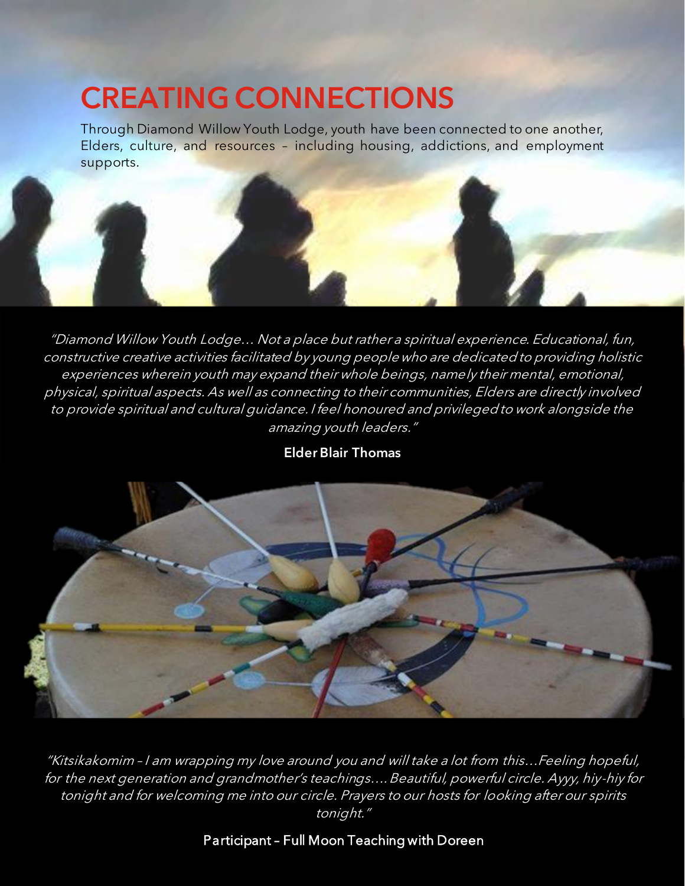# CREATING CONNECTIONS

Through Diamond Willow Youth Lodge, youth have been connected to one another, Elders, culture, and resources – including housing, addictions, and employment supports.

*"Diamond Willow Youth Lodge… Not a place but rather a spiritual experience. Educational, fun, constructive creative activities facilitated by young people who are dedicated to providing holistic experiences wherein youth may expand their whole beings, namely their mental, emotional, physical, spiritual aspects. As well as connecting to their communities, Elders are directly involved to provide spiritual and cultural guidance. I feel honoured and privileged to work alongside the amazing youth leaders."*

**Elder Blair Thomas**

*"Kitsikakomim – I am wrapping my love around you and will take a lot from this…Feeling hopeful, for the next generation and grandmother's teachings…. Beautiful, powerful circle. Ayyy, hiy-hiy for tonight and for welcoming me into our circle. Prayers to our hosts for looking after our spirits tonight."*

**Participant – Full Moon Teaching with Doreen**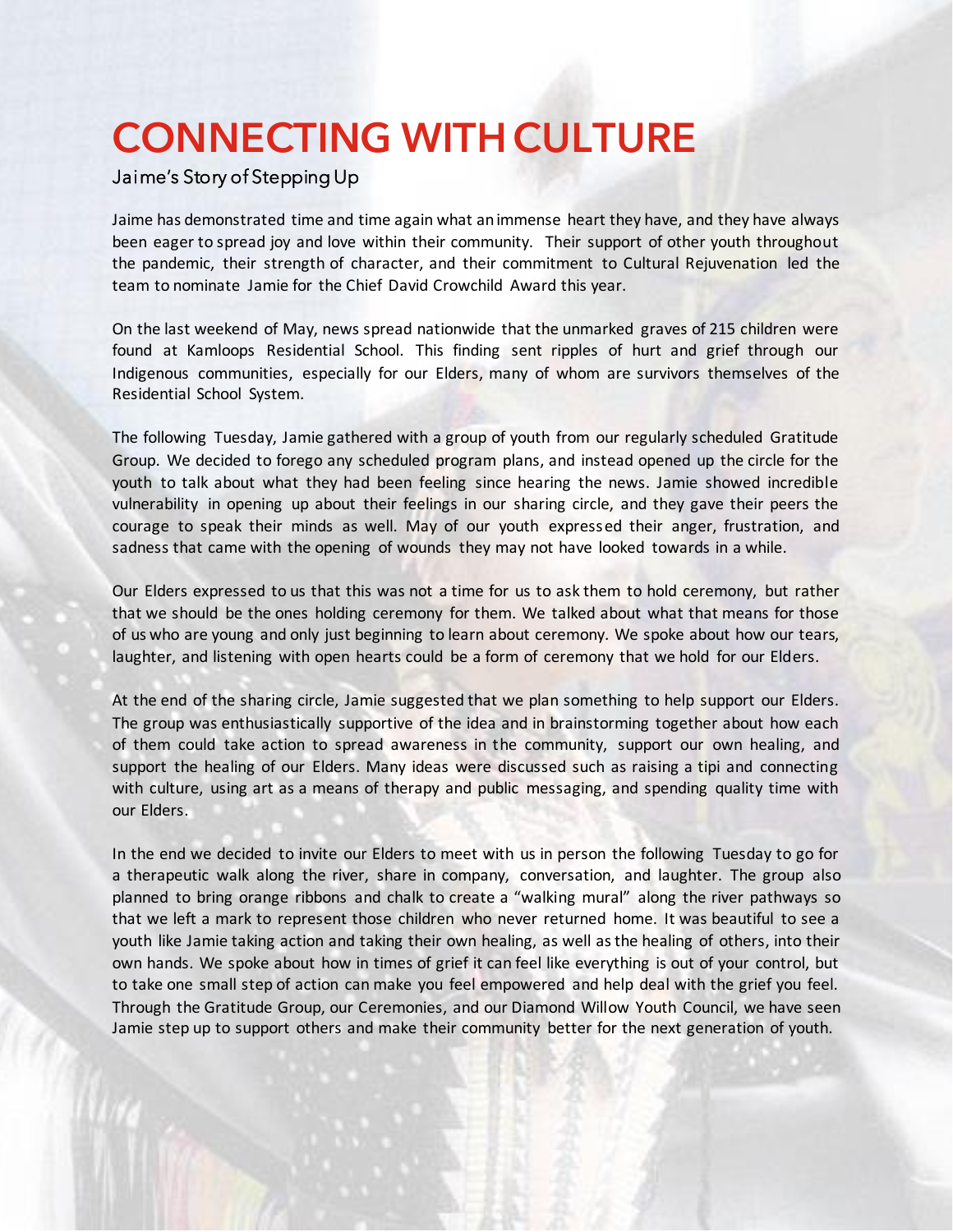# CONNECTING WITH CULTURE

Jaime's Story of Stepping Up

Jaime has demonstrated time and time again what an immense heart they have, and they have always been eager to spread joy and love within their community. Their support of other youth throughout the pandemic, their strength of character, and their commitment to Cultural Rejuvenation led the team to nominate Jamie for the Chief David Crowchild Award this year.

On the last weekend of May, news spread nationwide that the unmarked graves of 215 children were found at Kamloops Residential School. This finding sent ripples of hurt and grief through our Indigenous communities, especially for our Elders, many of whom are survivors themselves of the Residential School System.

The following Tuesday, Jamie gathered with a group of youth from our regularly scheduled Gratitude Group. We decided to forego any scheduled program plans, and instead opened up the circle for the youth to talk about what they had been feeling since hearing the news. Jamie showed incredible vulnerability in opening up about their feelings in our sharing circle, and they gave their peers the courage to speak their minds as well. May of our youth expressed their anger, frustration, and sadness that came with the opening of wounds they may not have looked towards in a while.

Our Elders expressed to us that this was not a time for us to ask them to hold ceremony, but rather that we should be the ones holding ceremony for them. We talked about what that means for those of us who are young and only just beginning to learn about ceremony. We spoke about how our tears, laughter, and listening with open hearts could be a form of ceremony that we hold for our Elders.

At the end of the sharing circle, Jamie suggested that we plan something to help support our Elders. The group was enthusiastically supportive of the idea and in brainstorming together about how each of them could take action to spread awareness in the community, support our own healing, and support the healing of our Elders. Many ideas were discussed such as raising a tipi and connecting with culture, using art as a means of therapy and public messaging, and spending quality time with our Elders.

In the end we decided to invite our Elders to meet with us in person the following Tuesday to go for a therapeutic walk along the river, share in company, conversation, and laughter. The group also planned to bring orange ribbons and chalk to create a "walking mural" along the river pathways so that we left a mark to represent those children who never returned home. It was beautiful to see a youth like Jamie taking action and taking their own healing, as well as the healing of others, into their own hands. We spoke about how in times of grief it can feel like everything is out of your control, but to take one small step of action can make you feel empowered and help deal with the grief you feel. Through the Gratitude Group, our Ceremonies, and our Diamond Willow Youth Council, we have seen Jamie step up to support others and make their community better for the next generation of youth.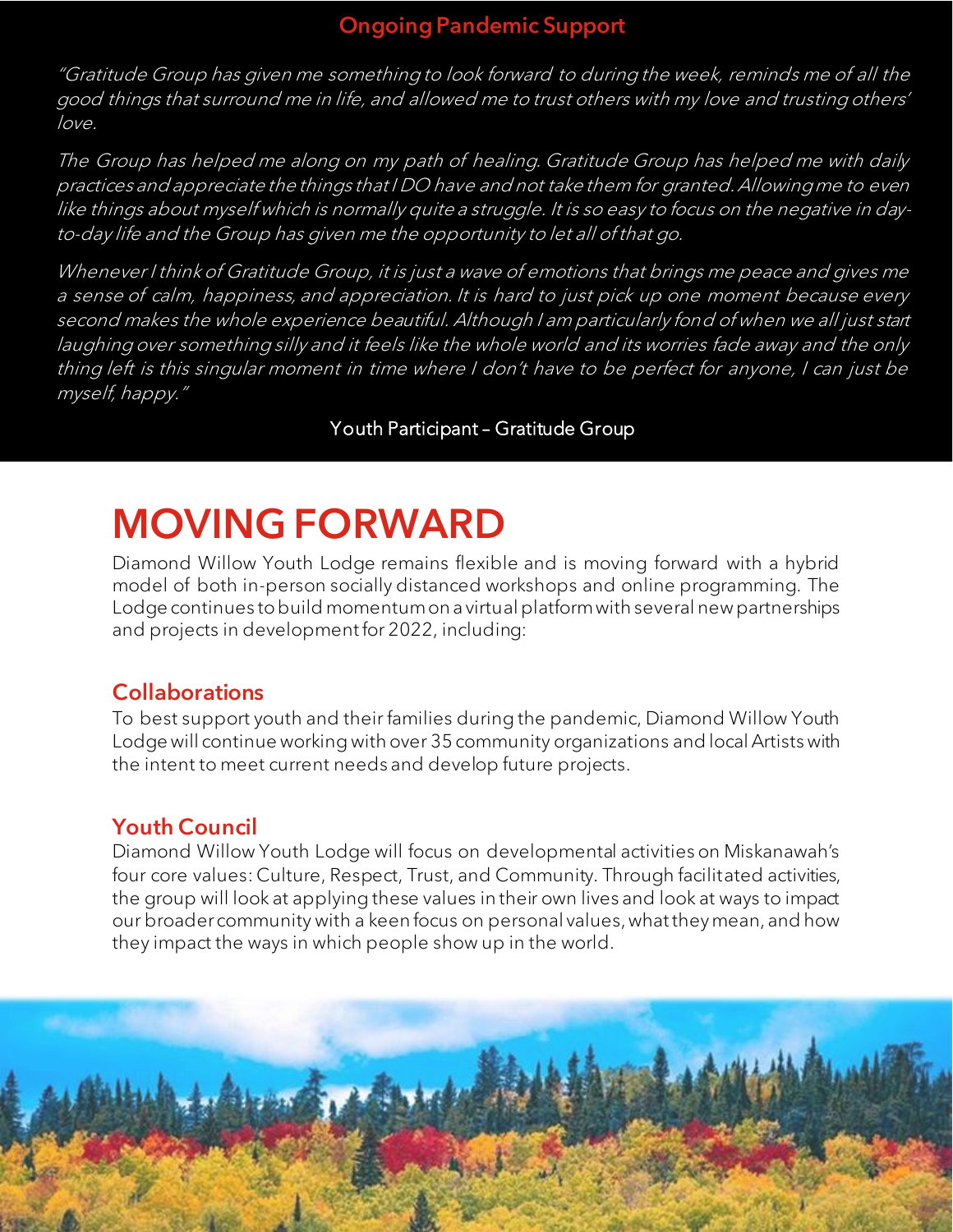## Ongoing Pandemic Support

*"Gratitude Group has given me something to look forward to during the week, reminds me of all the good things that surround me in life, and allowed me to trust others with my love and trusting others' love.*

*The Group has helped me along on my path of healing. Gratitude Group has helped me with daily practices and appreciate the things that I DO have and not take them for granted. Allowing me to even like things about myself which is normally quite a struggle. It is so easy to focus on the negative in day-to-day life and the Group has given me the opportunity to let all of that go.*

*Whenever I think of Gratitude Group, it is just a wave of emotions that brings me peace and gives me a sense of calm, happiness, and appreciation. It is hard to just pick up one moment because every second makes the whole experience beautiful. Although I am particularly fond of when we all just start laughing over something silly and it feels like the whole world and its worries fade away and the only thing left is this singular moment in time where I don't have to be perfect for anyone, I can just be myself, happy."*

Youth Participant – Gratitude Group

# MOVING FORWARD

Diamond Willow Youth Lodge remains flexible and is moving forward with a hybrid model of both in-person socially distanced workshops and online programming. The Lodge continues to build momentum on a virtual platform with several new partnerships and projects in development for 2022, including:

### Collaborations

To best support youth and their families during the pandemic, Diamond Willow Youth Lodge will continue working with over 35 community organizations and local Artists with the intent to meet current needs and develop future projects.

### Youth Council

Diamond Willow Youth Lodge will focus on developmental activities on Miskanawah's four core values: Culture, Respect, Trust, and Community. Through facilitated activities, the group will look at applying these values in their own lives and look at ways to impact our broader community with a keen focus on personal values, what they mean, and how they impact the ways in which people show up in the world.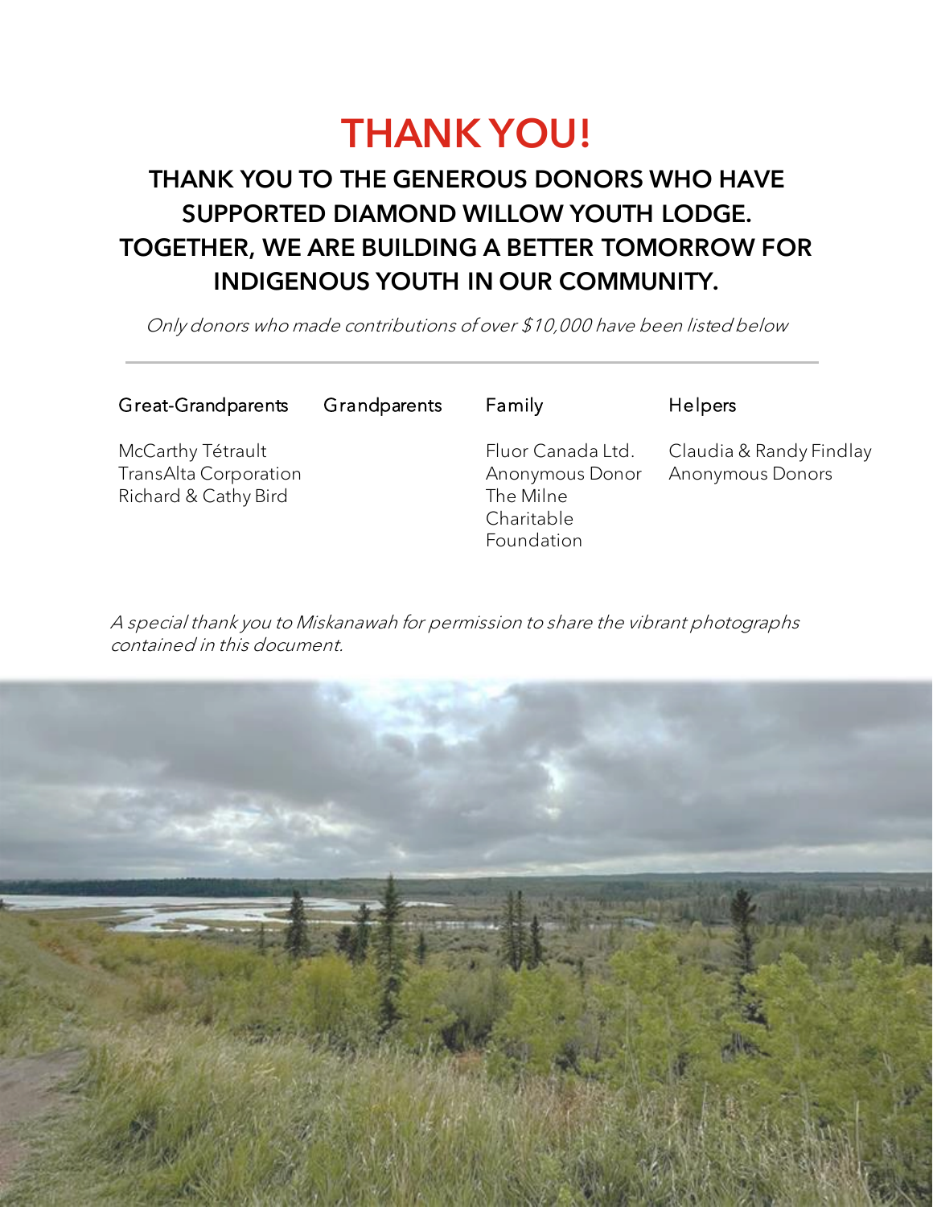# THANK YOU!

## THANK YOU TO THE GENEROUS DONORS WHO HAVE SUPPORTED DIAMOND WILLOW YOUTH LODGE. TOGETHER, WE ARE BUILDING A BETTER TOMORROW FOR INDIGENOUS YOUTH IN OUR COMMUNITY.

*Only donors who made contributions of over $10,000 have been listed below*

| Great-Grandparents | Grandparents | Family | Helpers |
| --- | --- | --- | --- |
| McCarthy Tétrault | | Fluor Canada Ltd. | Claudia & Randy Findlay |
| TransAlta Corporation | | Anonymous Donor | Anonymous Donors |
| Richard & Cathy Bird | | The Milne Charitable Foundation | |

*A special thank you to Miskanawah for permission to share the vibrant photographs contained in this document.*